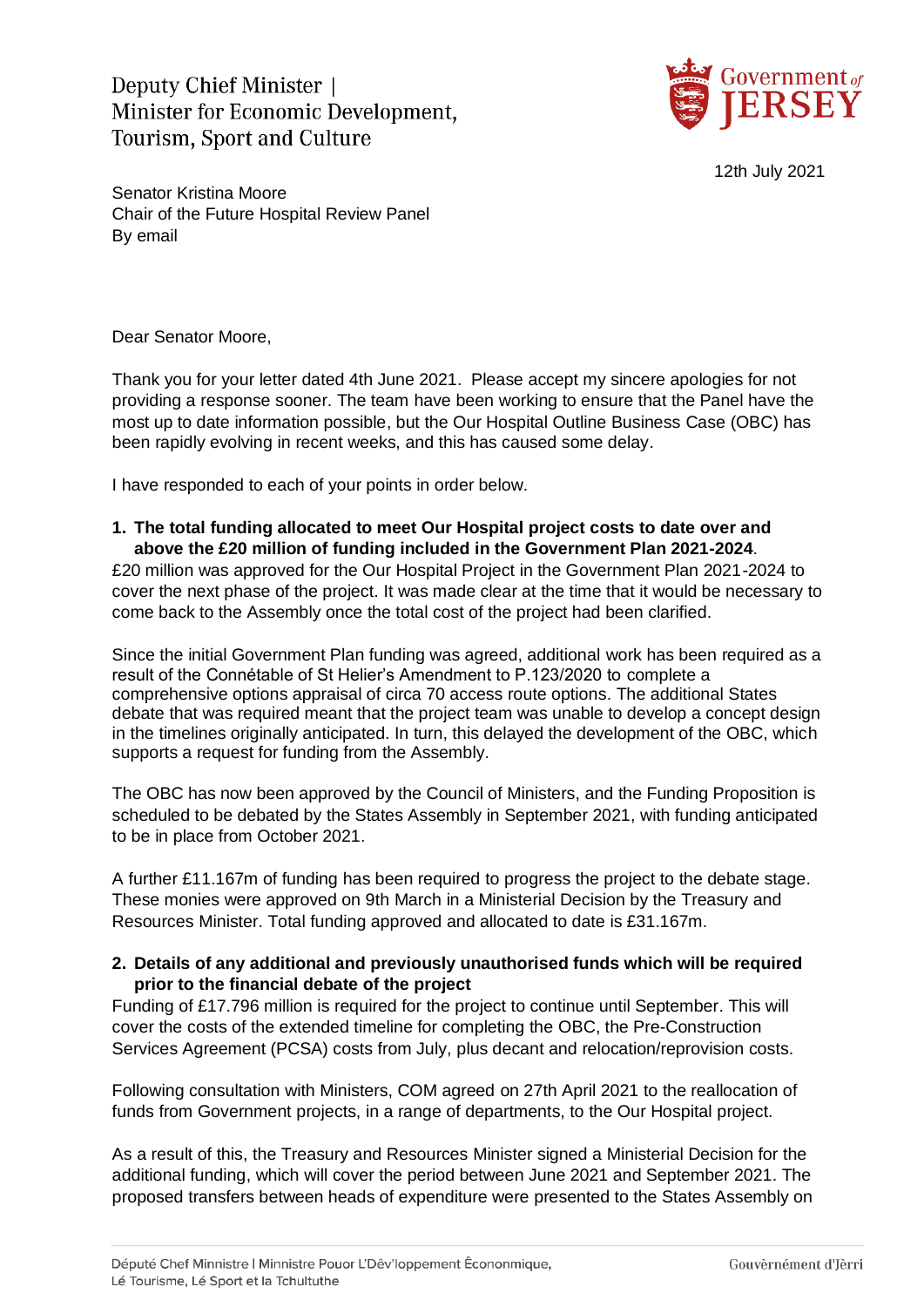Deputy Chief Minister |
Minister for Economic Development,
Tourism, Sport and Culture

12th July 2021

Senator Kristina Moore
Chair of the Future Hospital Review Panel
By email

Dear Senator Moore,

Thank you for your letter dated 4th June 2021. Please accept my sincere apologies for not providing a response sooner. The team have been working to ensure that the Panel have the most up to date information possible, but the Our Hospital Outline Business Case (OBC) has been rapidly evolving in recent weeks, and this has caused some delay.

I have responded to each of your points in order below.

1. **The total funding allocated to meet Our Hospital project costs to date over and above the £20 million of funding included in the Government Plan 2021-2024**.

£20 million was approved for the Our Hospital Project in the Government Plan 2021-2024 to cover the next phase of the project. It was made clear at the time that it would be necessary to come back to the Assembly once the total cost of the project had been clarified.

Since the initial Government Plan funding was agreed, additional work has been required as a result of the Connétable of St Helier's Amendment to P.123/2020 to complete a comprehensive options appraisal of circa 70 access route options. The additional States debate that was required meant that the project team was unable to develop a concept design in the timelines originally anticipated. In turn, this delayed the development of the OBC, which supports a request for funding from the Assembly.

The OBC has now been approved by the Council of Ministers, and the Funding Proposition is scheduled to be debated by the States Assembly in September 2021, with funding anticipated to be in place from October 2021.

A further £11.167m of funding has been required to progress the project to the debate stage. These monies were approved on 9th March in a Ministerial Decision by the Treasury and Resources Minister. Total funding approved and allocated to date is £31.167m.

2. **Details of any additional and previously unauthorised funds which will be required prior to the financial debate of the project**

Funding of £17.796 million is required for the project to continue until September. This will cover the costs of the extended timeline for completing the OBC, the Pre-Construction Services Agreement (PCSA) costs from July, plus decant and relocation/reprovision costs.

Following consultation with Ministers, COM agreed on 27th April 2021 to the reallocation of funds from Government projects, in a range of departments, to the Our Hospital project.

As a result of this, the Treasury and Resources Minister signed a Ministerial Decision for the additional funding, which will cover the period between June 2021 and September 2021. The proposed transfers between heads of expenditure were presented to the States Assembly on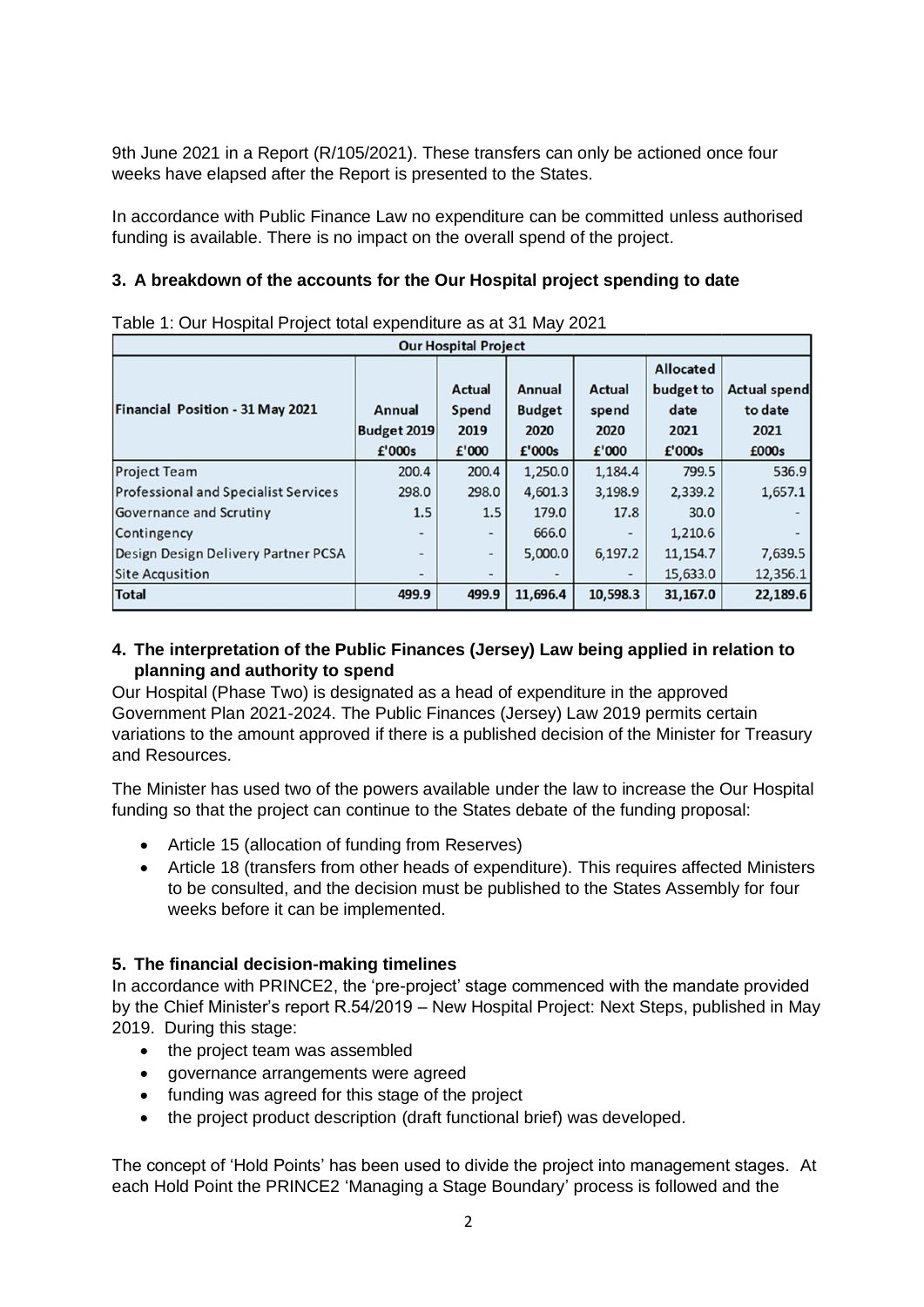9th June 2021 in a Report (R/105/2021). These transfers can only be actioned once four weeks have elapsed after the Report is presented to the States.

In accordance with Public Finance Law no expenditure can be committed unless authorised funding is available. There is no impact on the overall spend of the project.

## 3. A breakdown of the accounts for the Our Hospital project spending to date

Table 1: Our Hospital Project total expenditure as at 31 May 2021

| Our Hospital Project | | | | | | |
|---|---|---|---|---|---|---|
| Financial Position - 31 May 2021 | Annual Budget 2019 £'000s | Actual Spend 2019 £'000 | Annual Budget 2020 £'000s | Actual spend 2020 £'000 | Allocated budget to date 2021 £'000s | Actual spend to date 2021 £000s |
| Project Team | 200.4 | 200.4 | 1,250.0 | 1,184.4 | 799.5 | 536.9 |
| Professional and Specialist Services | 298.0 | 298.0 | 4,601.3 | 3,198.9 | 2,339.2 | 1,657.1 |
| Governance and Scrutiny | 1.5 | 1.5 | 179.0 | 17.8 | 30.0 | - |
| Contingency | - | - | 666.0 | - | 1,210.6 | - |
| Design Design Delivery Partner PCSA | - | - | 5,000.0 | 6,197.2 | 11,154.7 | 7,639.5 |
| Site Acqusition | - | - | - | - | 15,633.0 | 12,356.1 |
| **Total** | **499.9** | **499.9** | **11,696.4** | **10,598.3** | **31,167.0** | **22,189.6** |

## 4. The interpretation of the Public Finances (Jersey) Law being applied in relation to planning and authority to spend

Our Hospital (Phase Two) is designated as a head of expenditure in the approved Government Plan 2021-2024. The Public Finances (Jersey) Law 2019 permits certain variations to the amount approved if there is a published decision of the Minister for Treasury and Resources.

The Minister has used two of the powers available under the law to increase the Our Hospital funding so that the project can continue to the States debate of the funding proposal:

- Article 15 (allocation of funding from Reserves)
- Article 18 (transfers from other heads of expenditure). This requires affected Ministers to be consulted, and the decision must be published to the States Assembly for four weeks before it can be implemented.

## 5. The financial decision-making timelines

In accordance with PRINCE2, the 'pre-project' stage commenced with the mandate provided by the Chief Minister's report R.54/2019 – New Hospital Project: Next Steps, published in May 2019. During this stage:

- the project team was assembled
- governance arrangements were agreed
- funding was agreed for this stage of the project
- the project product description (draft functional brief) was developed.

The concept of 'Hold Points' has been used to divide the project into management stages. At each Hold Point the PRINCE2 'Managing a Stage Boundary' process is followed and the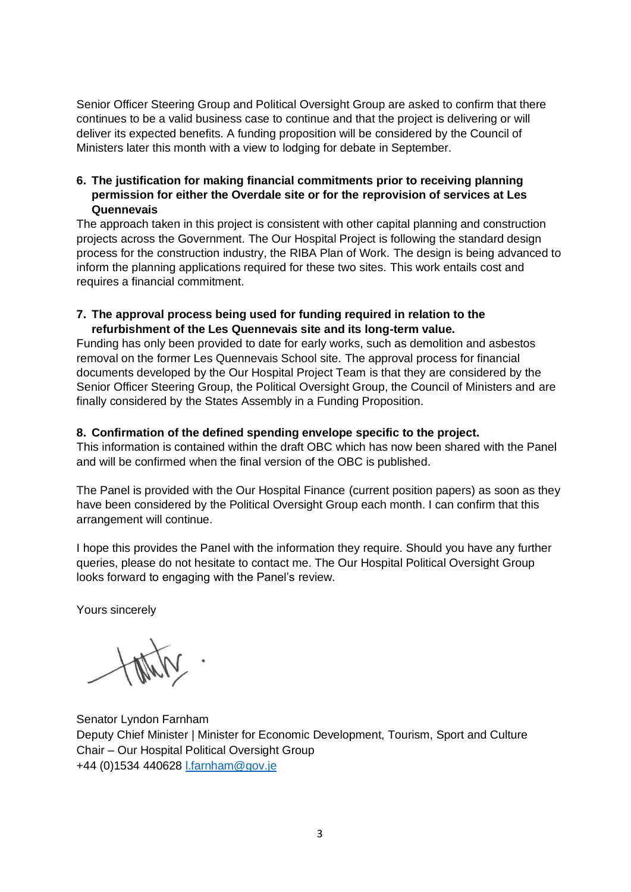Senior Officer Steering Group and Political Oversight Group are asked to confirm that there continues to be a valid business case to continue and that the project is delivering or will deliver its expected benefits. A funding proposition will be considered by the Council of Ministers later this month with a view to lodging for debate in September.

**6. The justification for making financial commitments prior to receiving planning permission for either the Overdale site or for the reprovision of services at Les Quennevais**

The approach taken in this project is consistent with other capital planning and construction projects across the Government. The Our Hospital Project is following the standard design process for the construction industry, the RIBA Plan of Work. The design is being advanced to inform the planning applications required for these two sites. This work entails cost and requires a financial commitment.

**7. The approval process being used for funding required in relation to the refurbishment of the Les Quennevais site and its long-term value.**

Funding has only been provided to date for early works, such as demolition and asbestos removal on the former Les Quennevais School site. The approval process for financial documents developed by the Our Hospital Project Team is that they are considered by the Senior Officer Steering Group, the Political Oversight Group, the Council of Ministers and are finally considered by the States Assembly in a Funding Proposition.

**8. Confirmation of the defined spending envelope specific to the project.**

This information is contained within the draft OBC which has now been shared with the Panel and will be confirmed when the final version of the OBC is published.

The Panel is provided with the Our Hospital Finance (current position papers) as soon as they have been considered by the Political Oversight Group each month. I can confirm that this arrangement will continue.

I hope this provides the Panel with the information they require. Should you have any further queries, please do not hesitate to contact me. The Our Hospital Political Oversight Group looks forward to engaging with the Panel's review.

Yours sincerely

Senator Lyndon Farnham
Deputy Chief Minister | Minister for Economic Development, Tourism, Sport and Culture
Chair – Our Hospital Political Oversight Group
+44 (0)1534 440628 l.farnham@gov.je